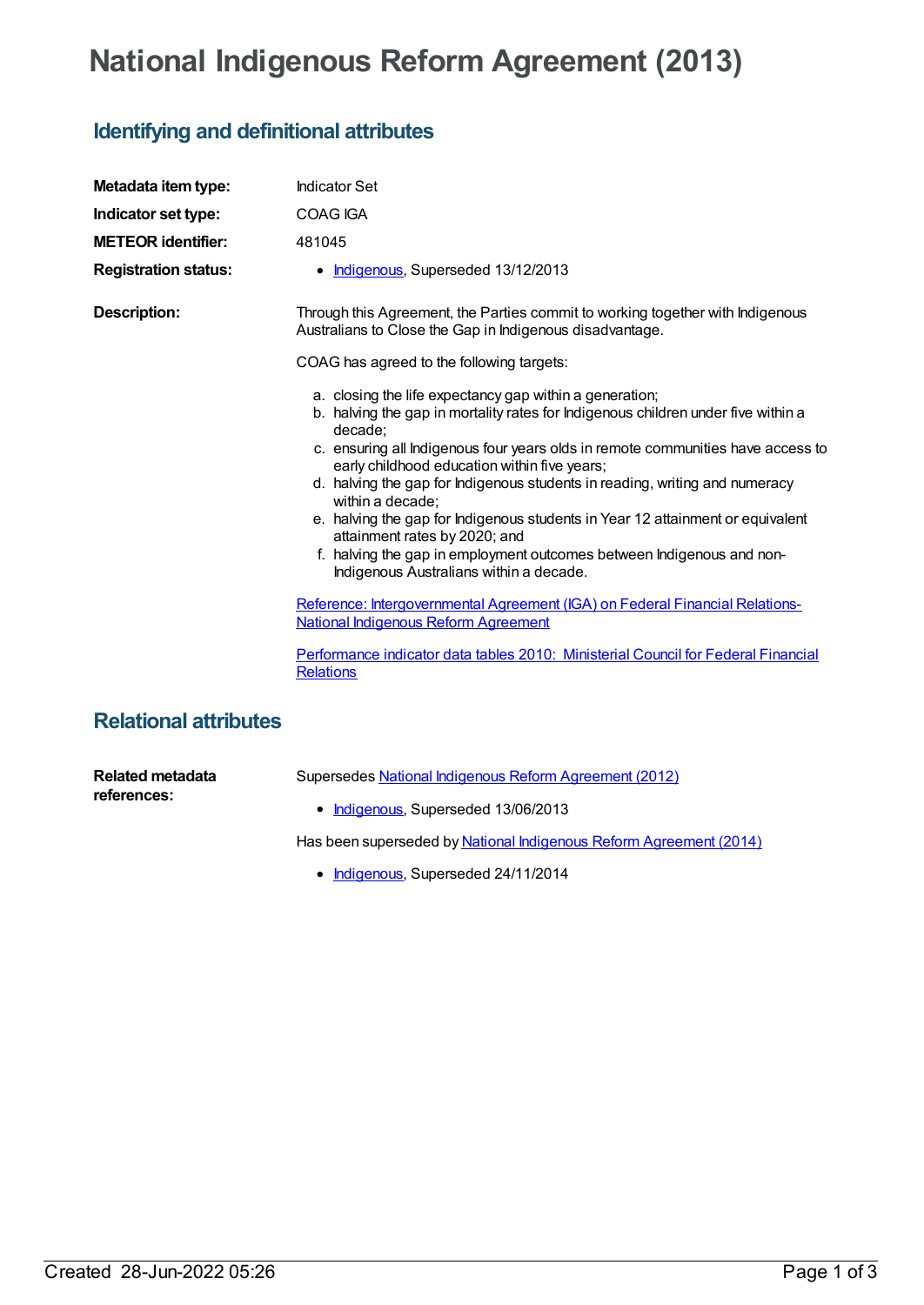# National Indigenous Reform Agreement (2013)

## Identifying and definitional attributes

**Metadata item type:** Indicator Set

**Indicator set type:** COAG IGA

**METEOR identifier:** 481045

**Registration status:**

- Indigenous, Superseded 13/12/2013

**Description:**

Through this Agreement, the Parties commit to working together with Indigenous Australians to Close the Gap in Indigenous disadvantage.

COAG has agreed to the following targets:

a. closing the life expectancy gap within a generation;
b. halving the gap in mortality rates for Indigenous children under five within a decade;
c. ensuring all Indigenous four years olds in remote communities have access to early childhood education within five years;
d. halving the gap for Indigenous students in reading, writing and numeracy within a decade;
e. halving the gap for Indigenous students in Year 12 attainment or equivalent attainment rates by 2020; and
f. halving the gap in employment outcomes between Indigenous and non-Indigenous Australians within a decade.

Reference: Intergovernmental Agreement (IGA) on Federal Financial Relations- National Indigenous Reform Agreement

Performance indicator data tables 2010: Ministerial Council for Federal Financial Relations

## Relational attributes

**Related metadata references:**

Supersedes National Indigenous Reform Agreement (2012)

- Indigenous, Superseded 13/06/2013

Has been superseded by National Indigenous Reform Agreement (2014)

- Indigenous, Superseded 24/11/2014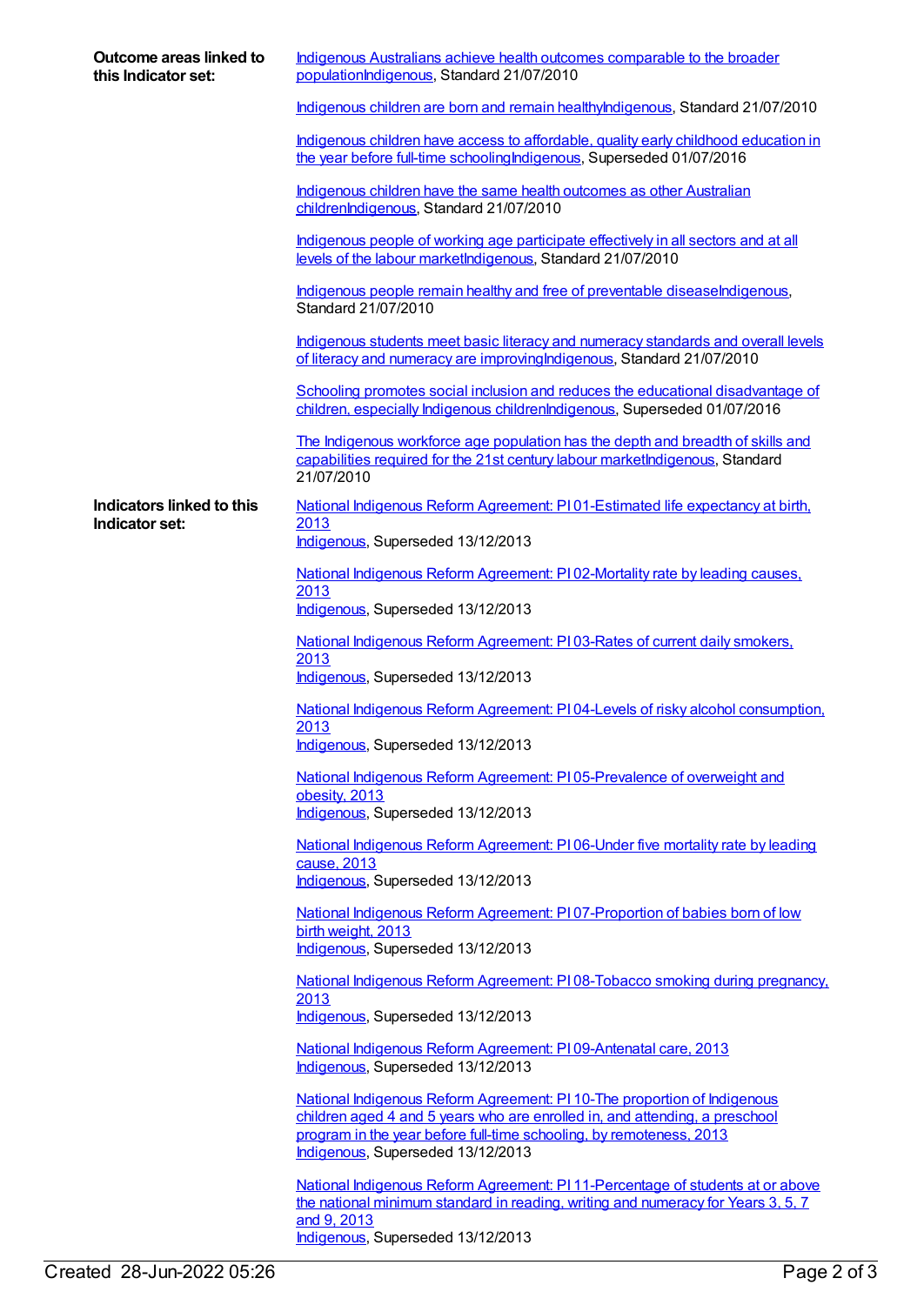**Outcome areas linked to this Indicator set:**

Indigenous Australians achieve health outcomes comparable to the broader populationIndigenous, Standard 21/07/2010

Indigenous children are born and remain healthyIndigenous, Standard 21/07/2010

Indigenous children have access to affordable, quality early childhood education in the year before full-time schoolingIndigenous, Superseded 01/07/2016

Indigenous children have the same health outcomes as other Australian childrenIndigenous, Standard 21/07/2010

Indigenous people of working age participate effectively in all sectors and at all levels of the labour marketIndigenous, Standard 21/07/2010

Indigenous people remain healthy and free of preventable diseaseIndigenous, Standard 21/07/2010

Indigenous students meet basic literacy and numeracy standards and overall levels of literacy and numeracy are improvingIndigenous, Standard 21/07/2010

Schooling promotes social inclusion and reduces the educational disadvantage of children, especially Indigenous childrenIndigenous, Superseded 01/07/2016

The Indigenous workforce age population has the depth and breadth of skills and capabilities required for the 21st century labour marketIndigenous, Standard 21/07/2010

**Indicators linked to this Indicator set:**

National Indigenous Reform Agreement: PI 01-Estimated life expectancy at birth, 2013
Indigenous, Superseded 13/12/2013

National Indigenous Reform Agreement: PI 02-Mortality rate by leading causes, 2013
Indigenous, Superseded 13/12/2013

National Indigenous Reform Agreement: PI 03-Rates of current daily smokers, 2013
Indigenous, Superseded 13/12/2013

National Indigenous Reform Agreement: PI 04-Levels of risky alcohol consumption, 2013
Indigenous, Superseded 13/12/2013

National Indigenous Reform Agreement: PI 05-Prevalence of overweight and obesity, 2013
Indigenous, Superseded 13/12/2013

National Indigenous Reform Agreement: PI 06-Under five mortality rate by leading cause, 2013
Indigenous, Superseded 13/12/2013

National Indigenous Reform Agreement: PI 07-Proportion of babies born of low birth weight, 2013
Indigenous, Superseded 13/12/2013

National Indigenous Reform Agreement: PI 08-Tobacco smoking during pregnancy, 2013
Indigenous, Superseded 13/12/2013

National Indigenous Reform Agreement: PI 09-Antenatal care, 2013
Indigenous, Superseded 13/12/2013

National Indigenous Reform Agreement: PI 10-The proportion of Indigenous children aged 4 and 5 years who are enrolled in, and attending, a preschool program in the year before full-time schooling, by remoteness, 2013
Indigenous, Superseded 13/12/2013

National Indigenous Reform Agreement: PI 11-Percentage of students at or above the national minimum standard in reading, writing and numeracy for Years 3, 5, 7 and 9, 2013
Indigenous, Superseded 13/12/2013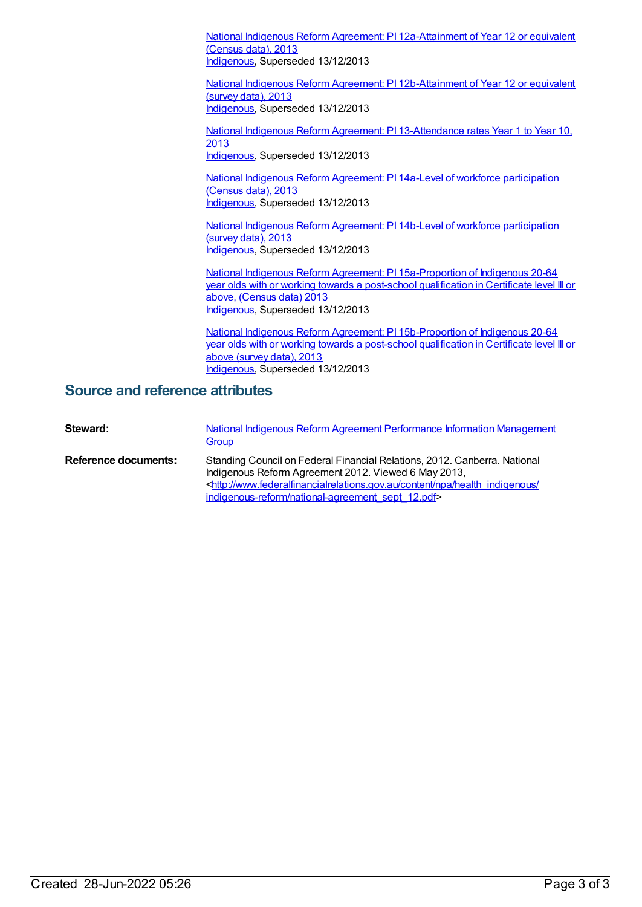National Indigenous Reform Agreement: PI 12a-Attainment of Year 12 or equivalent (Census data), 2013
Indigenous, Superseded 13/12/2013

National Indigenous Reform Agreement: PI 12b-Attainment of Year 12 or equivalent (survey data), 2013
Indigenous, Superseded 13/12/2013

National Indigenous Reform Agreement: PI 13-Attendance rates Year 1 to Year 10, 2013
Indigenous, Superseded 13/12/2013

National Indigenous Reform Agreement: PI 14a-Level of workforce participation (Census data), 2013
Indigenous, Superseded 13/12/2013

National Indigenous Reform Agreement: PI 14b-Level of workforce participation (survey data), 2013
Indigenous, Superseded 13/12/2013

National Indigenous Reform Agreement: PI 15a-Proportion of Indigenous 20-64 year olds with or working towards a post-school qualification in Certificate level III or above, (Census data) 2013
Indigenous, Superseded 13/12/2013

National Indigenous Reform Agreement: PI 15b-Proportion of Indigenous 20-64 year olds with or working towards a post-school qualification in Certificate level III or above (survey data), 2013
Indigenous, Superseded 13/12/2013

## Source and reference attributes

**Steward:** National Indigenous Reform Agreement Performance Information Management Group

**Reference documents:** Standing Council on Federal Financial Relations, 2012. Canberra. National Indigenous Reform Agreement 2012. Viewed 6 May 2013, <http://www.federalfinancialrelations.gov.au/content/npa/health_indigenous/indigenous-reform/national-agreement_sept_12.pdf>